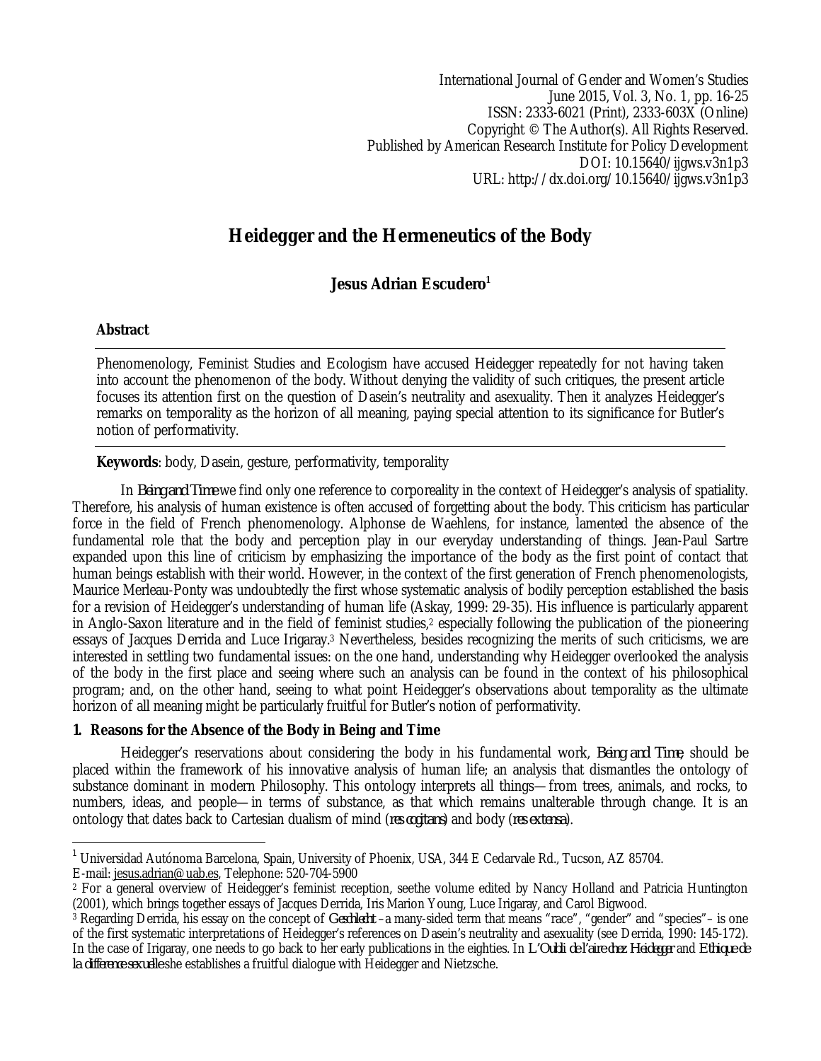International Journal of Gender and Women's Studies
June 2015, Vol. 3, No. 1, pp. 16-25
ISSN: 2333-6021 (Print), 2333-603X (Online)
Copyright © The Author(s). All Rights Reserved.
Published by American Research Institute for Policy Development
DOI: 10.15640/ijgws.v3n1p3
URL: http://dx.doi.org/10.15640/ijgws.v3n1p3

# Heidegger and the Hermeneutics of the Body

**Jesus Adrian Escudero[1]**

**Abstract**

Phenomenology, Feminist Studies and Ecologism have accused Heidegger repeatedly for not having taken into account the phenomenon of the body. Without denying the validity of such critiques, the present article focuses its attention first on the question of Dasein's neutrality and asexuality. Then it analyzes Heidegger's remarks on temporality as the horizon of all meaning, paying special attention to its significance for Butler's notion of performativity.

**Keywords**: body, Dasein, gesture, performativity, temporality

In *Being and Time* we find only one reference to corporeality in the context of Heidegger's analysis of spatiality. Therefore, his analysis of human existence is often accused of forgetting about the body. This criticism has particular force in the field of French phenomenology. Alphonse de Waehlens, for instance, lamented the absence of the fundamental role that the body and perception play in our everyday understanding of things. Jean-Paul Sartre expanded upon this line of criticism by emphasizing the importance of the body as the first point of contact that human beings establish with their world. However, in the context of the first generation of French phenomenologists, Maurice Merleau-Ponty was undoubtedly the first whose systematic analysis of bodily perception established the basis for a revision of Heidegger's understanding of human life (Askay, 1999: 29-35). His influence is particularly apparent in Anglo-Saxon literature and in the field of feminist studies,[2] especially following the publication of the pioneering essays of Jacques Derrida and Luce Irigaray.[3] Nevertheless, besides recognizing the merits of such criticisms, we are interested in settling two fundamental issues: on the one hand, understanding why Heidegger overlooked the analysis of the body in the first place and seeing where such an analysis can be found in the context of his philosophical program; and, on the other hand, seeing to what point Heidegger's observations about temporality as the ultimate horizon of all meaning might be particularly fruitful for Butler's notion of performativity.

## 1. Reasons for the Absence of the Body in Being and Time

Heidegger's reservations about considering the body in his fundamental work, *Being and Time*, should be placed within the framework of his innovative analysis of human life; an analysis that dismantles the ontology of substance dominant in modern Philosophy. This ontology interprets all things—from trees, animals, and rocks, to numbers, ideas, and people—in terms of substance, as that which remains unalterable through change. It is an ontology that dates back to Cartesian dualism of mind (*res cogitans*) and body (*res extensa*).

---

[1] Universidad Autónoma Barcelona, Spain, University of Phoenix, USA, 344 E Cedarvale Rd., Tucson, AZ 85704. E-mail: jesus.adrian@uab.es, Telephone: 520-704-5900

[2] For a general overview of Heidegger's feminist reception, seethe volume edited by Nancy Holland and Patricia Huntington (2001), which brings together essays of Jacques Derrida, Iris Marion Young, Luce Irigaray, and Carol Bigwood.

[3] Regarding Derrida, his essay on the concept of *Geschlecht* –a many-sided term that means "race", "gender" and "species"– is one of the first systematic interpretations of Heidegger's references on Dasein's neutrality and asexuality (see Derrida, 1990: 145-172). In the case of Irigaray, one needs to go back to her early publications in the eighties. In *L'Oubli de l'aire chez Heidegger* and *Ethique de la difference sexuelle* she establishes a fruitful dialogue with Heidegger and Nietzsche.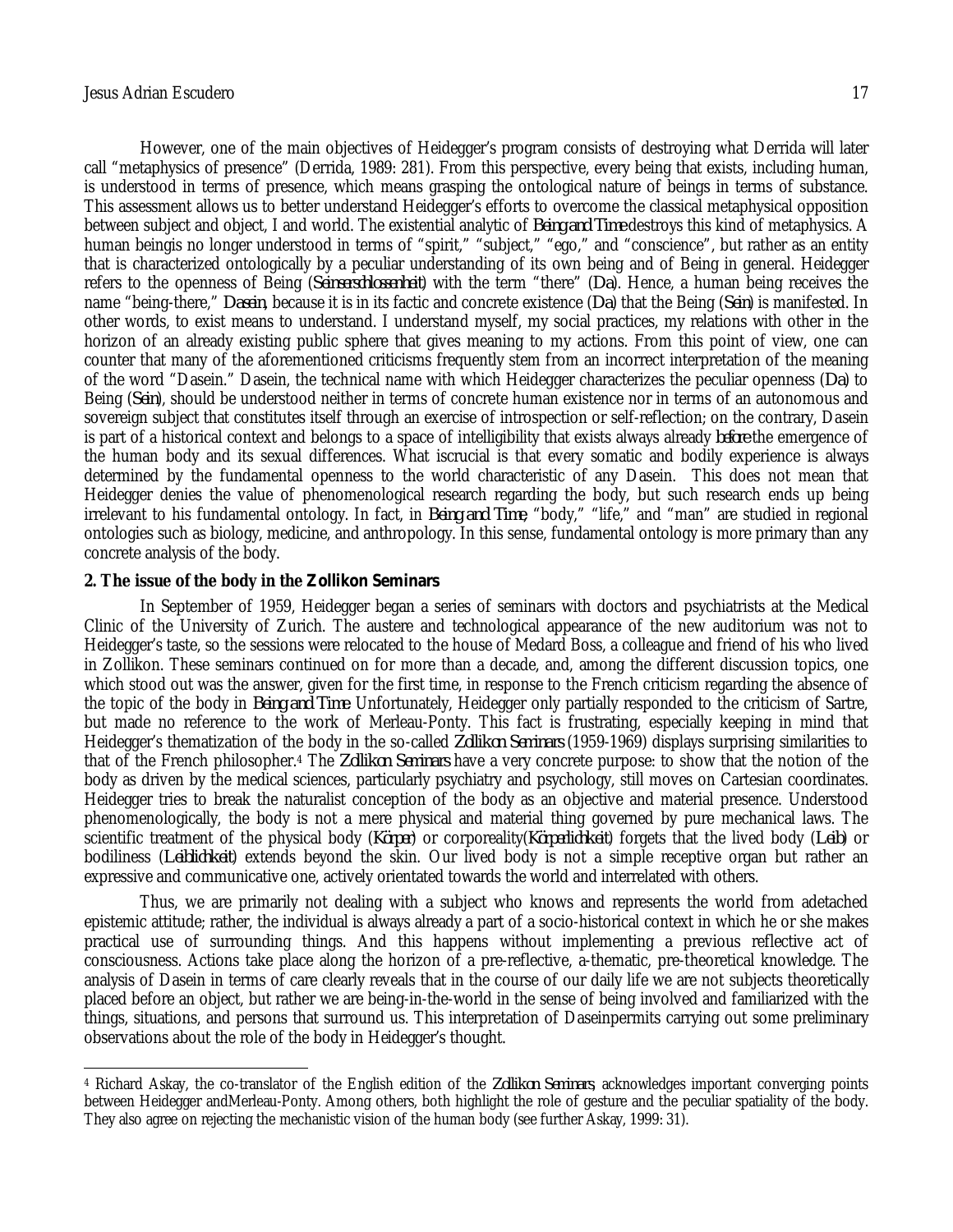However, one of the main objectives of Heidegger's program consists of destroying what Derrida will later call "metaphysics of presence" (Derrida, 1989: 281). From this perspective, every being that exists, including human, is understood in terms of presence, which means grasping the ontological nature of beings in terms of substance. This assessment allows us to better understand Heidegger's efforts to overcome the classical metaphysical opposition between subject and object, I and world. The existential analytic of *Being and Time* destroys this kind of metaphysics. A human beingis no longer understood in terms of "spirit," "subject," "ego," and "conscience", but rather as an entity that is characterized ontologically by a peculiar understanding of its own being and of Being in general. Heidegger refers to the openness of Being (*Seinserschlossenheit*) with the term "there" (*Da*). Hence, a human being receives the name "being-there," *Dasein*, because it is in its factic and concrete existence (*Da*) that the Being (*Sein*) is manifested. In other words, to exist means to understand. I understand myself, my social practices, my relations with other in the horizon of an already existing public sphere that gives meaning to my actions. From this point of view, one can counter that many of the aforementioned criticisms frequently stem from an incorrect interpretation of the meaning of the word "Dasein." Dasein, the technical name with which Heidegger characterizes the peculiar openness (*Da*) to Being (*Sein*), should be understood neither in terms of concrete human existence nor in terms of an autonomous and sovereign subject that constitutes itself through an exercise of introspection or self-reflection; on the contrary, Dasein is part of a historical context and belongs to a space of intelligibility that exists always already *before* the emergence of the human body and its sexual differences. What iscrucial is that every somatic and bodily experience is always determined by the fundamental openness to the world characteristic of any Dasein. This does not mean that Heidegger denies the value of phenomenological research regarding the body, but such research ends up being irrelevant to his fundamental ontology. In fact, in *Being and Time*, "body," "life," and "man" are studied in regional ontologies such as biology, medicine, and anthropology. In this sense, fundamental ontology is more primary than any concrete analysis of the body.

## 2. The issue of the body in the *Zollikon Seminars*

In September of 1959, Heidegger began a series of seminars with doctors and psychiatrists at the Medical Clinic of the University of Zurich. The austere and technological appearance of the new auditorium was not to Heidegger's taste, so the sessions were relocated to the house of Medard Boss, a colleague and friend of his who lived in Zollikon. These seminars continued on for more than a decade, and, among the different discussion topics, one which stood out was the answer, given for the first time, in response to the French criticism regarding the absence of the topic of the body in *Being and Time*. Unfortunately, Heidegger only partially responded to the criticism of Sartre, but made no reference to the work of Merleau-Ponty. This fact is frustrating, especially keeping in mind that Heidegger's thematization of the body in the so-called *Zollikon Seminars* (1959-1969) displays surprising similarities to that of the French philosopher.[4] The *Zollikon Seminars* have a very concrete purpose: to show that the notion of the body as driven by the medical sciences, particularly psychiatry and psychology, still moves on Cartesian coordinates. Heidegger tries to break the naturalist conception of the body as an objective and material presence. Understood phenomenologically, the body is not a mere physical and material thing governed by pure mechanical laws. The scientific treatment of the physical body (*Körper*) or corporeality(*Körperlichkeit*) forgets that the lived body (*Leib*) or bodiliness (*Leiblichkeit*) extends beyond the skin. Our lived body is not a simple receptive organ but rather an expressive and communicative one, actively orientated towards the world and interrelated with others.

Thus, we are primarily not dealing with a subject who knows and represents the world from adetached epistemic attitude; rather, the individual is always already a part of a socio-historical context in which he or she makes practical use of surrounding things. And this happens without implementing a previous reflective act of consciousness. Actions take place along the horizon of a pre-reflective, a-thematic, pre-theoretical knowledge. The analysis of Dasein in terms of care clearly reveals that in the course of our daily life we are not subjects theoretically placed before an object, but rather we are being-in-the-world in the sense of being involved and familiarized with the things, situations, and persons that surround us. This interpretation of Daseinpermits carrying out some preliminary observations about the role of the body in Heidegger's thought.

---

[4] Richard Askay, the co-translator of the English edition of the *Zollikon Seminars*, acknowledges important converging points between Heidegger andMerleau-Ponty. Among others, both highlight the role of gesture and the peculiar spatiality of the body. They also agree on rejecting the mechanistic vision of the human body (see further Askay, 1999: 31).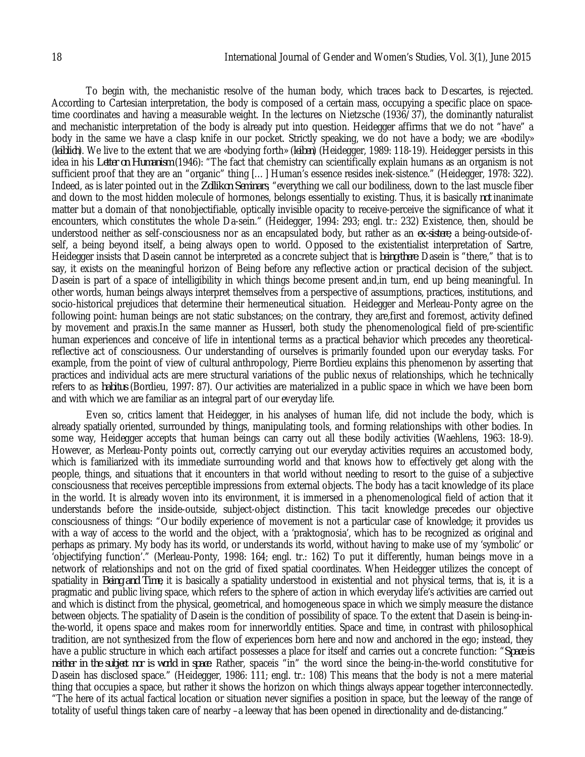To begin with, the mechanistic resolve of the human body, which traces back to Descartes, is rejected. According to Cartesian interpretation, the body is composed of a certain mass, occupying a specific place on space-time coordinates and having a measurable weight. In the lectures on Nietzsche (1936/37), the dominantly naturalist and mechanistic interpretation of the body is already put into question. Heidegger affirms that we do not "have" a body in the same we have a clasp knife in our pocket. Strictly speaking, we do not have a body; we are «bodily» (*leiblich*). We live to the extent that we are «bodying forth» (*leiben*) (Heidegger, 1989: 118-19). Heidegger persists in this idea in his *Letter on Humanism* (1946): "The fact that chemistry can scientifically explain humans as an organism is not sufficient proof that they are an "organic" thing [… ] Human's essence resides inek-sistence." (Heidegger, 1978: 322). Indeed, as is later pointed out in the *Zollikon Seminars*, "everything we call our bodiliness, down to the last muscle fiber and down to the most hidden molecule of hormones, belongs essentially to existing. Thus, it is basically *not* inanimate matter but a domain of that nonobjectifiable, optically invisible opacity to receive-perceive the significance of what it encounters, which constitutes the whole Da-sein." (Heidegger, 1994: 293; engl. tr.: 232) Existence, then, should be understood neither as self-consciousness nor as an encapsulated body, but rather as an *ex-sistere*, a being-outside-of-self, a being beyond itself, a being always open to world. Opposed to the existentialist interpretation of Sartre, Heidegger insists that Dasein cannot be interpreted as a concrete subject that is *being-there*. Dasein is "there," that is to say, it exists on the meaningful horizon of Being before any reflective action or practical decision of the subject. Dasein is part of a space of intelligibility in which things become present and,in turn, end up being meaningful. In other words, human beings always interpret themselves from a perspective of assumptions, practices, institutions, and socio-historical prejudices that determine their hermeneutical situation. Heidegger and Merleau-Ponty agree on the following point: human beings are not static substances; on the contrary, they are,first and foremost, activity defined by movement and praxis.In the same manner as Husserl, both study the phenomenological field of pre-scientific human experiences and conceive of life in intentional terms as a practical behavior which precedes any theoretical-reflective act of consciousness. Our understanding of ourselves is primarily founded upon our everyday tasks. For example, from the point of view of cultural anthropology, Pierre Bordieu explains this phenomenon by asserting that practices and individual acts are mere structural variations of the public nexus of relationships, which he technically refers to as *habitus* (Bordieu, 1997: 87). Our activities are materialized in a public space in which we have been born and with which we are familiar as an integral part of our everyday life.

Even so, critics lament that Heidegger, in his analyses of human life, did not include the body, which is already spatially oriented, surrounded by things, manipulating tools, and forming relationships with other bodies. In some way, Heidegger accepts that human beings can carry out all these bodily activities (Waehlens, 1963: 18-9). However, as Merleau-Ponty points out, correctly carrying out our everyday activities requires an accustomed body, which is familiarized with its immediate surrounding world and that knows how to effectively get along with the people, things, and situations that it encounters in that world without needing to resort to the guise of a subjective consciousness that receives perceptible impressions from external objects. The body has a tacit knowledge of its place in the world. It is already woven into its environment, it is immersed in a phenomenological field of action that it understands before the inside-outside, subject-object distinction. This tacit knowledge precedes our objective consciousness of things: "Our bodily experience of movement is not a particular case of knowledge; it provides us with a way of access to the world and the object, with a 'praktognosia', which has to be recognized as original and perhaps as primary. My body has its world, or understands its world, without having to make use of my 'symbolic' or 'objectifying function'." (Merleau-Ponty, 1998: 164; engl. tr.: 162) To put it differently, human beings move in a network of relationships and not on the grid of fixed spatial coordinates. When Heidegger utilizes the concept of spatiality in *Being and Time*, it is basically a spatiality understood in existential and not physical terms, that is, it is a pragmatic and public living space, which refers to the sphere of action in which everyday life's activities are carried out and which is distinct from the physical, geometrical, and homogeneous space in which we simply measure the distance between objects. The spatiality of Dasein is the condition of possibility of space. To the extent that Dasein is being-in-the-world, it opens space and makes room for innerworldly entities. Space and time, in contrast with philosophical tradition, are not synthesized from the flow of experiences born here and now and anchored in the ego; instead, they have a public structure in which each artifact possesses a place for itself and carries out a concrete function: "*Space is neither in the subject nor is world in space*. Rather, spaceis "in" the word since the being-in-the-world constitutive for Dasein has disclosed space." (Heidegger, 1986: 111; engl. tr.: 108) This means that the body is not a mere material thing that occupies a space, but rather it shows the horizon on which things always appear together interconnectedly. "The here of its actual factical location or situation never signifies a position in space, but the leeway of the range of totality of useful things taken care of nearby –a leeway that has been opened in directionality and de-distancing."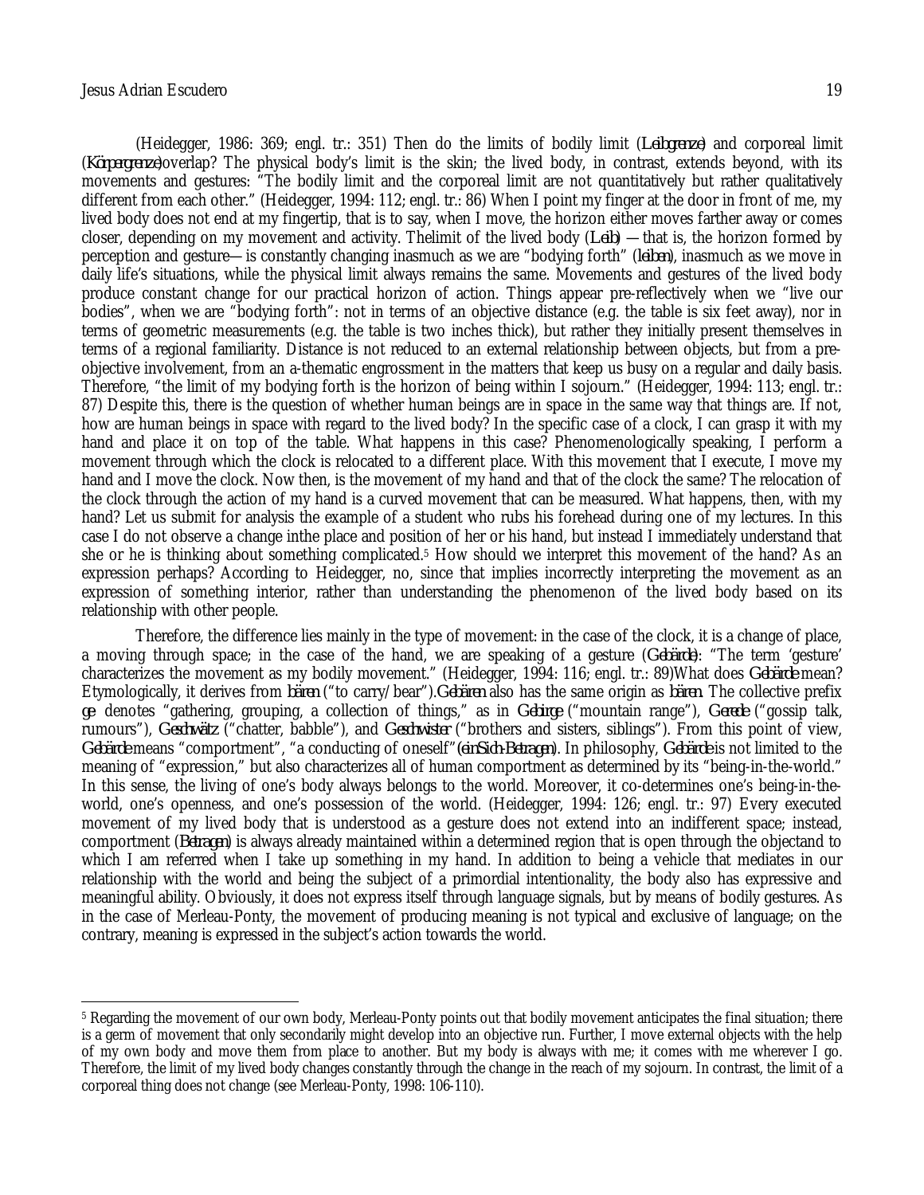(Heidegger, 1986: 369; engl. tr.: 351) Then do the limits of bodily limit (*Leibgrenze*) and corporeal limit (*Körpergrenze*)overlap? The physical body's limit is the skin; the lived body, in contrast, extends beyond, with its movements and gestures: "The bodily limit and the corporeal limit are not quantitatively but rather qualitatively different from each other." (Heidegger, 1994: 112; engl. tr.: 86) When I point my finger at the door in front of me, my lived body does not end at my fingertip, that is to say, when I move, the horizon either moves farther away or comes closer, depending on my movement and activity. Thelimit of the lived body (*Leib*) —that is, the horizon formed by perception and gesture—is constantly changing inasmuch as we are "bodying forth" (*leiben*), inasmuch as we move in daily life's situations, while the physical limit always remains the same. Movements and gestures of the lived body produce constant change for our practical horizon of action. Things appear pre-reflectively when we "live our bodies", when we are "bodying forth": not in terms of an objective distance (e.g. the table is six feet away), nor in terms of geometric measurements (e.g. the table is two inches thick), but rather they initially present themselves in terms of a regional familiarity. Distance is not reduced to an external relationship between objects, but from a pre-objective involvement, from an a-thematic engrossment in the matters that keep us busy on a regular and daily basis. Therefore, "the limit of my bodying forth is the horizon of being within I sojourn." (Heidegger, 1994: 113; engl. tr.: 87) Despite this, there is the question of whether human beings are in space in the same way that things are. If not, how are human beings in space with regard to the lived body? In the specific case of a clock, I can grasp it with my hand and place it on top of the table. What happens in this case? Phenomenologically speaking, I perform a movement through which the clock is relocated to a different place. With this movement that I execute, I move my hand and I move the clock. Now then, is the movement of my hand and that of the clock the same? The relocation of the clock through the action of my hand is a curved movement that can be measured. What happens, then, with my hand? Let us submit for analysis the example of a student who rubs his forehead during one of my lectures. In this case I do not observe a change inthe place and position of her or his hand, but instead I immediately understand that she or he is thinking about something complicated.[5] How should we interpret this movement of the hand? As an expression perhaps? According to Heidegger, no, since that implies incorrectly interpreting the movement as an expression of something interior, rather than understanding the phenomenon of the lived body based on its relationship with other people.

Therefore, the difference lies mainly in the type of movement: in the case of the clock, it is a change of place, a moving through space; in the case of the hand, we are speaking of a gesture (*Gebärde*): "The term 'gesture' characterizes the movement as my bodily movement." (Heidegger, 1994: 116; engl. tr.: 89)What does *Gebärde* mean? Etymologically, it derives from *bären* ("to carry/bear").*Gebären* also has the same origin as *bären*. The collective prefix *ge* denotes "gathering, grouping, a collection of things," as in *Gebirge* ("mountain range"), *Gerede* ("gossip talk, rumours"), *Geschwätz* ("chatter, babble"), and *Geschwister* ("brothers and sisters, siblings"). From this point of view, *Gebärde* means "comportment", "a conducting of oneself"(*einSich-Betragen*). In philosophy, *Gebärde* is not limited to the meaning of "expression," but also characterizes all of human comportment as determined by its "being-in-the-world." In this sense, the living of one's body always belongs to the world. Moreover, it co-determines one's being-in-the-world, one's openness, and one's possession of the world. (Heidegger, 1994: 126; engl. tr.: 97) Every executed movement of my lived body that is understood as a gesture does not extend into an indifferent space; instead, comportment (*Betragen*) is always already maintained within a determined region that is open through the objectand to which I am referred when I take up something in my hand. In addition to being a vehicle that mediates in our relationship with the world and being the subject of a primordial intentionality, the body also has expressive and meaningful ability. Obviously, it does not express itself through language signals, but by means of bodily gestures. As in the case of Merleau-Ponty, the movement of producing meaning is not typical and exclusive of language; on the contrary, meaning is expressed in the subject's action towards the world.

---

[5] Regarding the movement of our own body, Merleau-Ponty points out that bodily movement anticipates the final situation; there is a germ of movement that only secondarily might develop into an objective run. Further, I move external objects with the help of my own body and move them from place to another. But my body is always with me; it comes with me wherever I go. Therefore, the limit of my lived body changes constantly through the change in the reach of my sojourn. In contrast, the limit of a corporeal thing does not change (see Merleau-Ponty, 1998: 106-110).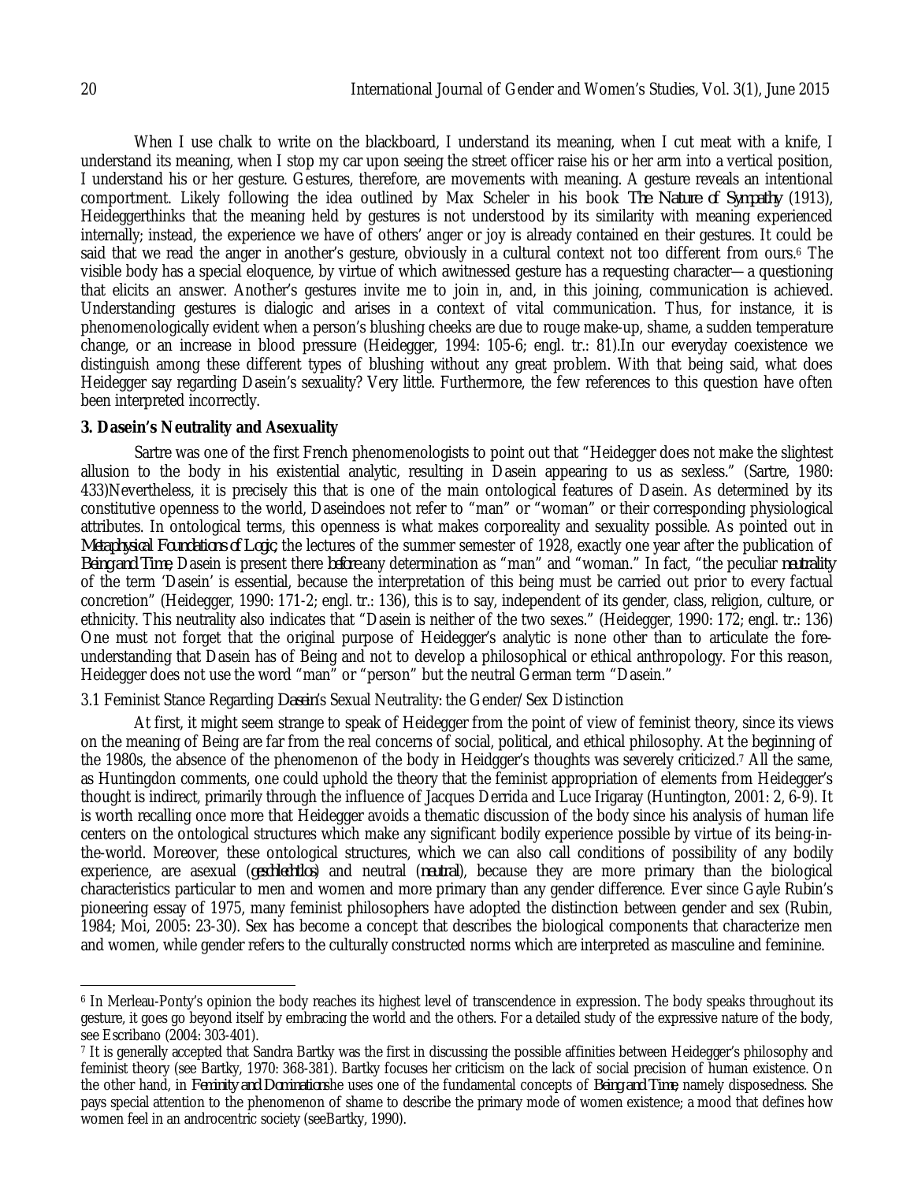When I use chalk to write on the blackboard, I understand its meaning, when I cut meat with a knife, I understand its meaning, when I stop my car upon seeing the street officer raise his or her arm into a vertical position, I understand his or her gesture. Gestures, therefore, are movements with meaning. A gesture reveals an intentional comportment. Likely following the idea outlined by Max Scheler in his book *The Nature of Sympathy* (1913), Heideggerthinks that the meaning held by gestures is not understood by its similarity with meaning experienced internally; instead, the experience we have of others' anger or joy is already contained en their gestures. It could be said that we read the anger in another's gesture, obviously in a cultural context not too different from ours.[6] The visible body has a special eloquence, by virtue of which awitnessed gesture has a requesting character—a questioning that elicits an answer. Another's gestures invite me to join in, and, in this joining, communication is achieved. Understanding gestures is dialogic and arises in a context of vital communication. Thus, for instance, it is phenomenologically evident when a person's blushing cheeks are due to rouge make-up, shame, a sudden temperature change, or an increase in blood pressure (Heidegger, 1994: 105-6; engl. tr.: 81).In our everyday coexistence we distinguish among these different types of blushing without any great problem. With that being said, what does Heidegger say regarding Dasein's sexuality? Very little. Furthermore, the few references to this question have often been interpreted incorrectly.

## 3. Dasein's Neutrality and Asexuality

Sartre was one of the first French phenomenologists to point out that "Heidegger does not make the slightest allusion to the body in his existential analytic, resulting in Dasein appearing to us as sexless." (Sartre, 1980: 433)Nevertheless, it is precisely this that is one of the main ontological features of Dasein. As determined by its constitutive openness to the world, Daseindoes not refer to "man" or "woman" or their corresponding physiological attributes. In ontological terms, this openness is what makes corporeality and sexuality possible. As pointed out in *Metaphysical Foundations of Logic*, the lectures of the summer semester of 1928, exactly one year after the publication of *Being and Time*, Dasein is present there *before* any determination as "man" and "woman." In fact, "the peculiar *neutrality* of the term 'Dasein' is essential, because the interpretation of this being must be carried out prior to every factual concretion" (Heidegger, 1990: 171-2; engl. tr.: 136), this is to say, independent of its gender, class, religion, culture, or ethnicity. This neutrality also indicates that "Dasein is neither of the two sexes." (Heidegger, 1990: 172; engl. tr.: 136) One must not forget that the original purpose of Heidegger's analytic is none other than to articulate the fore-understanding that Dasein has of Being and not to develop a philosophical or ethical anthropology. For this reason, Heidegger does not use the word "man" or "person" but the neutral German term "Dasein."

### 3.1 Feminist Stance Regarding *Dasein*'s Sexual Neutrality: the Gender/Sex Distinction

At first, it might seem strange to speak of Heidegger from the point of view of feminist theory, since its views on the meaning of Being are far from the real concerns of social, political, and ethical philosophy. At the beginning of the 1980s, the absence of the phenomenon of the body in Heidgger's thoughts was severely criticized.[7] All the same, as Huntingdon comments, one could uphold the theory that the feminist appropriation of elements from Heidegger's thought is indirect, primarily through the influence of Jacques Derrida and Luce Irigaray (Huntington, 2001: 2, 6-9). It is worth recalling once more that Heidegger avoids a thematic discussion of the body since his analysis of human life centers on the ontological structures which make any significant bodily experience possible by virtue of its being-in-the-world. Moreover, these ontological structures, which we can also call conditions of possibility of any bodily experience, are asexual (*geschlechtlos*) and neutral (*neutral*), because they are more primary than the biological characteristics particular to men and women and more primary than any gender difference. Ever since Gayle Rubin's pioneering essay of 1975, many feminist philosophers have adopted the distinction between gender and sex (Rubin, 1984; Moi, 2005: 23-30). Sex has become a concept that describes the biological components that characterize men and women, while gender refers to the culturally constructed norms which are interpreted as masculine and feminine.

---

[6] In Merleau-Ponty's opinion the body reaches its highest level of transcendence in expression. The body speaks throughout its gesture, it goes go beyond itself by embracing the world and the others. For a detailed study of the expressive nature of the body, see Escribano (2004: 303-401).

[7] It is generally accepted that Sandra Bartky was the first in discussing the possible affinities between Heidegger's philosophy and feminist theory (see Bartky, 1970: 368-381). Bartky focuses her criticism on the lack of social precision of human existence. On the other hand, in *Feminity and Domination* she uses one of the fundamental concepts of *Being and Time*, namely disposedness. She pays special attention to the phenomenon of shame to describe the primary mode of women existence; a mood that defines how women feel in an androcentric society (seeBartky, 1990).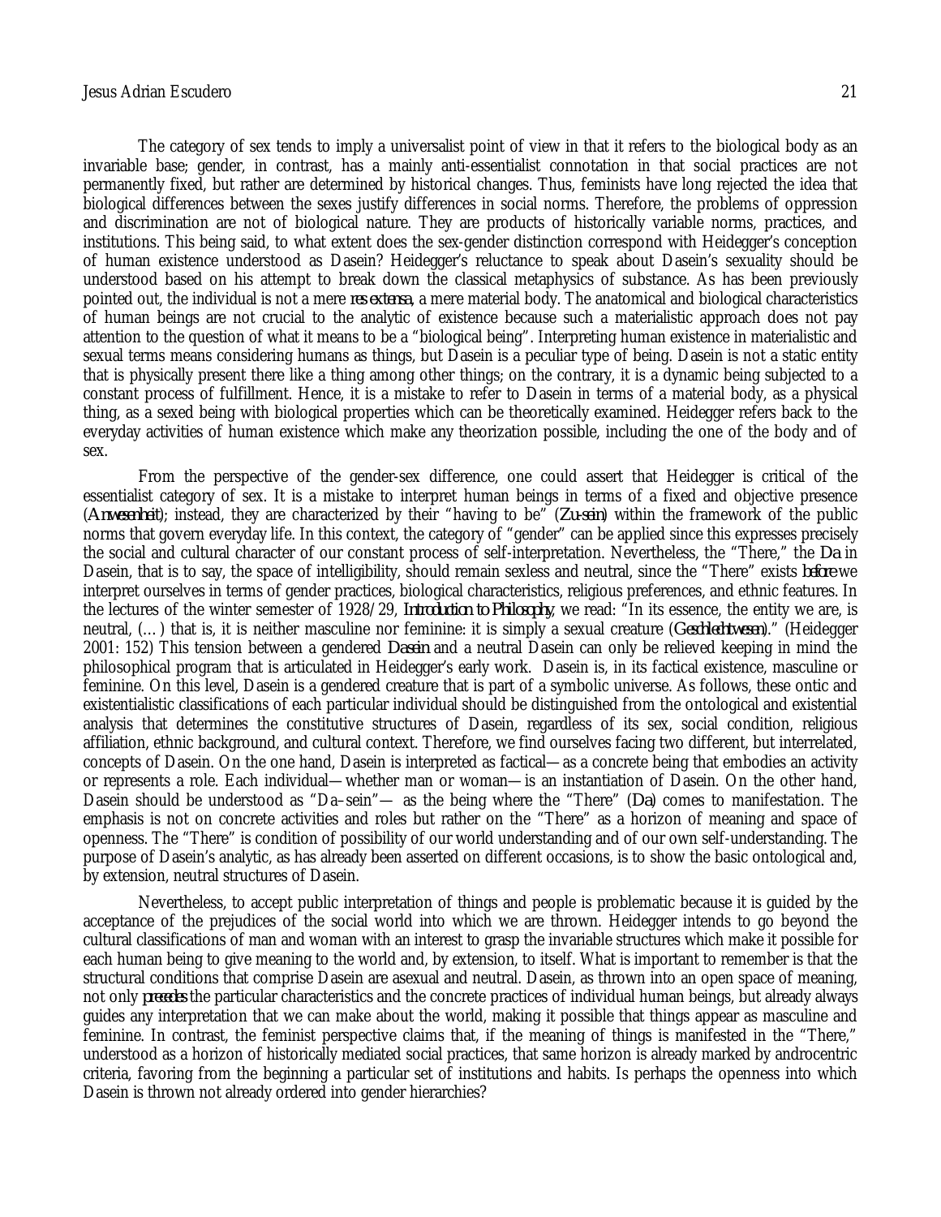The category of sex tends to imply a universalist point of view in that it refers to the biological body as an invariable base; gender, in contrast, has a mainly anti-essentialist connotation in that social practices are not permanently fixed, but rather are determined by historical changes. Thus, feminists have long rejected the idea that biological differences between the sexes justify differences in social norms. Therefore, the problems of oppression and discrimination are not of biological nature. They are products of historically variable norms, practices, and institutions. This being said, to what extent does the sex-gender distinction correspond with Heidegger's conception of human existence understood as Dasein? Heidegger's reluctance to speak about Dasein's sexuality should be understood based on his attempt to break down the classical metaphysics of substance. As has been previously pointed out, the individual is not a mere *res extensa*, a mere material body. The anatomical and biological characteristics of human beings are not crucial to the analytic of existence because such a materialistic approach does not pay attention to the question of what it means to be a "biological being". Interpreting human existence in materialistic and sexual terms means considering humans as things, but Dasein is a peculiar type of being. Dasein is not a static entity that is physically present there like a thing among other things; on the contrary, it is a dynamic being subjected to a constant process of fulfillment. Hence, it is a mistake to refer to Dasein in terms of a material body, as a physical thing, as a sexed being with biological properties which can be theoretically examined. Heidegger refers back to the everyday activities of human existence which make any theorization possible, including the one of the body and of sex.

From the perspective of the gender-sex difference, one could assert that Heidegger is critical of the essentialist category of sex. It is a mistake to interpret human beings in terms of a fixed and objective presence (*Anwesenheit*); instead, they are characterized by their "having to be" (*Zu-sein*) within the framework of the public norms that govern everyday life. In this context, the category of "gender" can be applied since this expresses precisely the social and cultural character of our constant process of self-interpretation. Nevertheless, the "There," the *Da* in Dasein, that is to say, the space of intelligibility, should remain sexless and neutral, since the "There" exists *before* we interpret ourselves in terms of gender practices, biological characteristics, religious preferences, and ethnic features. In the lectures of the winter semester of 1928/29, *Introduction to Philosophy*, we read: "In its essence, the entity we are, is neutral, (…) that is, it is neither masculine nor feminine: it is simply a sexual creature (*Geschlechtwesen*)." (Heidegger 2001: 152) This tension between a gendered *Dasein* and a neutral Dasein can only be relieved keeping in mind the philosophical program that is articulated in Heidegger's early work. Dasein is, in its factical existence, masculine or feminine. On this level, Dasein is a gendered creature that is part of a symbolic universe. As follows, these ontic and existentialistic classifications of each particular individual should be distinguished from the ontological and existential analysis that determines the constitutive structures of Dasein, regardless of its sex, social condition, religious affiliation, ethnic background, and cultural context. Therefore, we find ourselves facing two different, but interrelated, concepts of Dasein. On the one hand, Dasein is interpreted as factical—as a concrete being that embodies an activity or represents a role. Each individual—whether man or woman—is an instantiation of Dasein. On the other hand, Dasein should be understood as "Da–sein"— as the being where the "There" (*Da*) comes to manifestation. The emphasis is not on concrete activities and roles but rather on the "There" as a horizon of meaning and space of openness. The "There" is condition of possibility of our world understanding and of our own self-understanding. The purpose of Dasein's analytic, as has already been asserted on different occasions, is to show the basic ontological and, by extension, neutral structures of Dasein.

Nevertheless, to accept public interpretation of things and people is problematic because it is guided by the acceptance of the prejudices of the social world into which we are thrown. Heidegger intends to go beyond the cultural classifications of man and woman with an interest to grasp the invariable structures which make it possible for each human being to give meaning to the world and, by extension, to itself. What is important to remember is that the structural conditions that comprise Dasein are asexual and neutral. Dasein, as thrown into an open space of meaning, not only *precedes* the particular characteristics and the concrete practices of individual human beings, but already always guides any interpretation that we can make about the world, making it possible that things appear as masculine and feminine. In contrast, the feminist perspective claims that, if the meaning of things is manifested in the "There," understood as a horizon of historically mediated social practices, that same horizon is already marked by androcentric criteria, favoring from the beginning a particular set of institutions and habits. Is perhaps the openness into which Dasein is thrown not already ordered into gender hierarchies?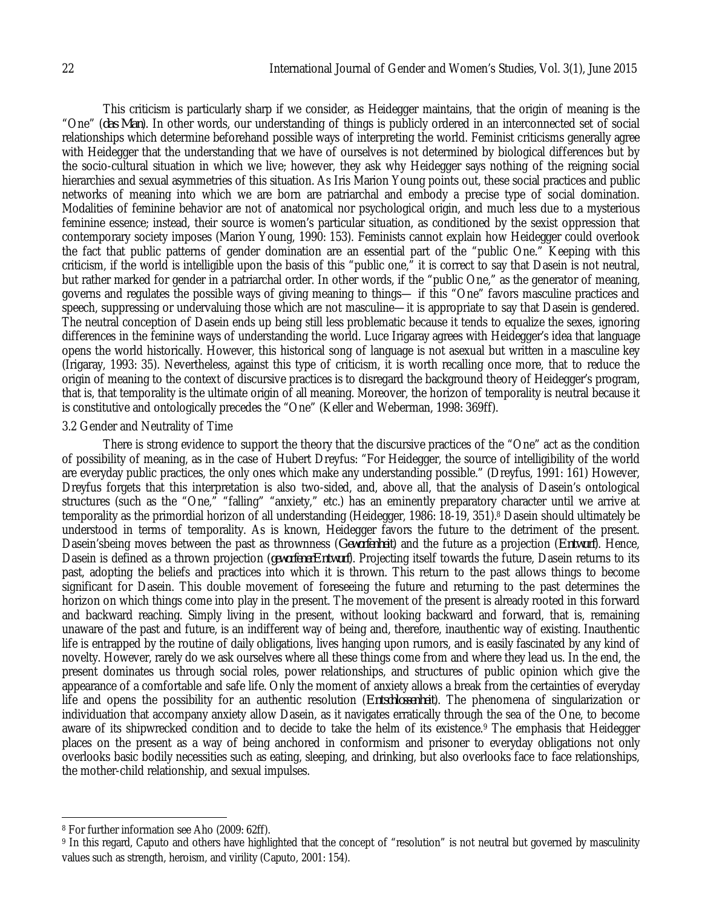This criticism is particularly sharp if we consider, as Heidegger maintains, that the origin of meaning is the "One" (*das Man*). In other words, our understanding of things is publicly ordered in an interconnected set of social relationships which determine beforehand possible ways of interpreting the world. Feminist criticisms generally agree with Heidegger that the understanding that we have of ourselves is not determined by biological differences but by the socio-cultural situation in which we live; however, they ask why Heidegger says nothing of the reigning social hierarchies and sexual asymmetries of this situation. As Iris Marion Young points out, these social practices and public networks of meaning into which we are born are patriarchal and embody a precise type of social domination. Modalities of feminine behavior are not of anatomical nor psychological origin, and much less due to a mysterious feminine essence; instead, their source is women's particular situation, as conditioned by the sexist oppression that contemporary society imposes (Marion Young, 1990: 153). Feminists cannot explain how Heidegger could overlook the fact that public patterns of gender domination are an essential part of the "public One." Keeping with this criticism, if the world is intelligible upon the basis of this "public one," it is correct to say that Dasein is not neutral, but rather marked for gender in a patriarchal order. In other words, if the "public One," as the generator of meaning, governs and regulates the possible ways of giving meaning to things— if this "One" favors masculine practices and speech, suppressing or undervaluing those which are not masculine—it is appropriate to say that Dasein is gendered. The neutral conception of Dasein ends up being still less problematic because it tends to equalize the sexes, ignoring differences in the feminine ways of understanding the world. Luce Irigaray agrees with Heidegger's idea that language opens the world historically. However, this historical song of language is not asexual but written in a masculine key (Irigaray, 1993: 35). Nevertheless, against this type of criticism, it is worth recalling once more, that to reduce the origin of meaning to the context of discursive practices is to disregard the background theory of Heidegger's program, that is, that temporality is the ultimate origin of all meaning. Moreover, the horizon of temporality is neutral because it is constitutive and ontologically precedes the "One" (Keller and Weberman, 1998: 369ff).

### 3.2 Gender and Neutrality of Time

There is strong evidence to support the theory that the discursive practices of the "One" act as the condition of possibility of meaning, as in the case of Hubert Dreyfus: "For Heidegger, the source of intelligibility of the world are everyday public practices, the only ones which make any understanding possible." (Dreyfus, 1991: 161) However, Dreyfus forgets that this interpretation is also two-sided, and, above all, that the analysis of Dasein's ontological structures (such as the "One," "falling" "anxiety," etc.) has an eminently preparatory character until we arrive at temporality as the primordial horizon of all understanding (Heidegger, 1986: 18-19, 351).[8] Dasein should ultimately be understood in terms of temporality. As is known, Heidegger favors the future to the detriment of the present. Dasein'sbeing moves between the past as thrownness (*Geworfenheit*) and the future as a projection (*Entwurf*). Hence, Dasein is defined as a thrown projection (*geworfenerEntwurf*). Projecting itself towards the future, Dasein returns to its past, adopting the beliefs and practices into which it is thrown. This return to the past allows things to become significant for Dasein. This double movement of foreseeing the future and returning to the past determines the horizon on which things come into play in the present. The movement of the present is already rooted in this forward and backward reaching. Simply living in the present, without looking backward and forward, that is, remaining unaware of the past and future, is an indifferent way of being and, therefore, inauthentic way of existing. Inauthentic life is entrapped by the routine of daily obligations, lives hanging upon rumors, and is easily fascinated by any kind of novelty. However, rarely do we ask ourselves where all these things come from and where they lead us. In the end, the present dominates us through social roles, power relationships, and structures of public opinion which give the appearance of a comfortable and safe life. Only the moment of anxiety allows a break from the certainties of everyday life and opens the possibility for an authentic resolution (*Entschlossenheit*). The phenomena of singularization or individuation that accompany anxiety allow Dasein, as it navigates erratically through the sea of the One, to become aware of its shipwrecked condition and to decide to take the helm of its existence.[9] The emphasis that Heidegger places on the present as a way of being anchored in conformism and prisoner to everyday obligations not only overlooks basic bodily necessities such as eating, sleeping, and drinking, but also overlooks face to face relationships, the mother-child relationship, and sexual impulses.

---

[8] For further information see Aho (2009: 62ff).

[9] In this regard, Caputo and others have highlighted that the concept of "resolution" is not neutral but governed by masculinity values such as strength, heroism, and virility (Caputo, 2001: 154).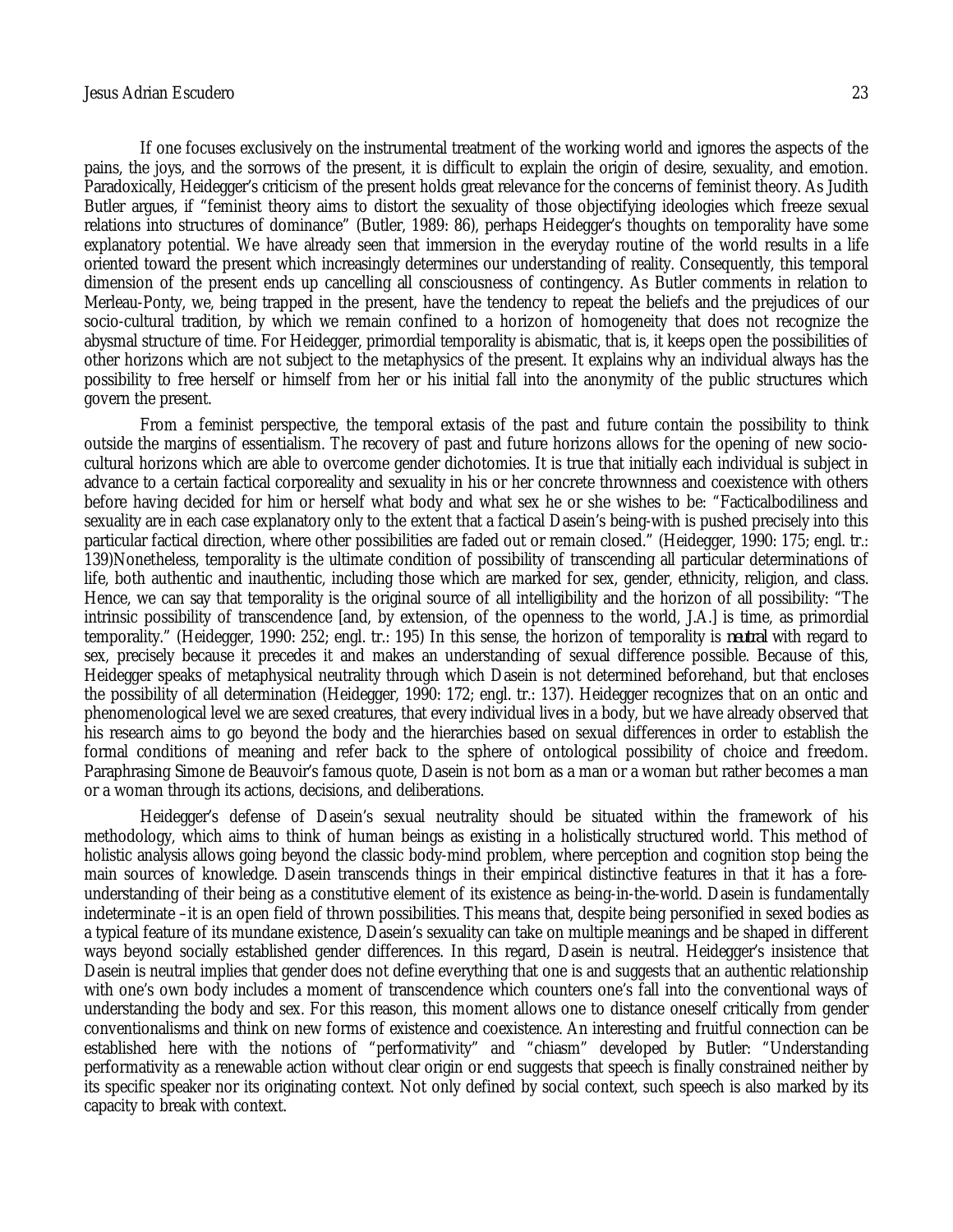If one focuses exclusively on the instrumental treatment of the working world and ignores the aspects of the pains, the joys, and the sorrows of the present, it is difficult to explain the origin of desire, sexuality, and emotion. Paradoxically, Heidegger's criticism of the present holds great relevance for the concerns of feminist theory. As Judith Butler argues, if "feminist theory aims to distort the sexuality of those objectifying ideologies which freeze sexual relations into structures of dominance" (Butler, 1989: 86), perhaps Heidegger's thoughts on temporality have some explanatory potential. We have already seen that immersion in the everyday routine of the world results in a life oriented toward the present which increasingly determines our understanding of reality. Consequently, this temporal dimension of the present ends up cancelling all consciousness of contingency. As Butler comments in relation to Merleau-Ponty, we, being trapped in the present, have the tendency to repeat the beliefs and the prejudices of our socio-cultural tradition, by which we remain confined to a horizon of homogeneity that does not recognize the abysmal structure of time. For Heidegger, primordial temporality is abismatic, that is, it keeps open the possibilities of other horizons which are not subject to the metaphysics of the present. It explains why an individual always has the possibility to free herself or himself from her or his initial fall into the anonymity of the public structures which govern the present.

From a feminist perspective, the temporal extasis of the past and future contain the possibility to think outside the margins of essentialism. The recovery of past and future horizons allows for the opening of new socio-cultural horizons which are able to overcome gender dichotomies. It is true that initially each individual is subject in advance to a certain factical corporeality and sexuality in his or her concrete thrownness and coexistence with others before having decided for him or herself what body and what sex he or she wishes to be: "Facticalbodiliness and sexuality are in each case explanatory only to the extent that a factical Dasein's being-with is pushed precisely into this particular factical direction, where other possibilities are faded out or remain closed." (Heidegger, 1990: 175; engl. tr.: 139)Nonetheless, temporality is the ultimate condition of possibility of transcending all particular determinations of life, both authentic and inauthentic, including those which are marked for sex, gender, ethnicity, religion, and class. Hence, we can say that temporality is the original source of all intelligibility and the horizon of all possibility: "The intrinsic possibility of transcendence [and, by extension, of the openness to the world, J.A.] is time, as primordial temporality." (Heidegger, 1990: 252; engl. tr.: 195) In this sense, the horizon of temporality is ***neutral*** with regard to sex, precisely because it precedes it and makes an understanding of sexual difference possible. Because of this, Heidegger speaks of metaphysical neutrality through which Dasein is not determined beforehand, but that encloses the possibility of all determination (Heidegger, 1990: 172; engl. tr.: 137). Heidegger recognizes that on an ontic and phenomenological level we are sexed creatures, that every individual lives in a body, but we have already observed that his research aims to go beyond the body and the hierarchies based on sexual differences in order to establish the formal conditions of meaning and refer back to the sphere of ontological possibility of choice and freedom. Paraphrasing Simone de Beauvoir's famous quote, Dasein is not born as a man or a woman but rather becomes a man or a woman through its actions, decisions, and deliberations.

Heidegger's defense of Dasein's sexual neutrality should be situated within the framework of his methodology, which aims to think of human beings as existing in a holistically structured world. This method of holistic analysis allows going beyond the classic body-mind problem, where perception and cognition stop being the main sources of knowledge. Dasein transcends things in their empirical distinctive features in that it has a fore-understanding of their being as a constitutive element of its existence as being-in-the-world. Dasein is fundamentally indeterminate –it is an open field of thrown possibilities. This means that, despite being personified in sexed bodies as a typical feature of its mundane existence, Dasein's sexuality can take on multiple meanings and be shaped in different ways beyond socially established gender differences. In this regard, Dasein is neutral. Heidegger's insistence that Dasein is neutral implies that gender does not define everything that one is and suggests that an authentic relationship with one's own body includes a moment of transcendence which counters one's fall into the conventional ways of understanding the body and sex. For this reason, this moment allows one to distance oneself critically from gender conventionalisms and think on new forms of existence and coexistence. An interesting and fruitful connection can be established here with the notions of "performativity" and "chiasm" developed by Butler: "Understanding performativity as a renewable action without clear origin or end suggests that speech is finally constrained neither by its specific speaker nor its originating context. Not only defined by social context, such speech is also marked by its capacity to break with context.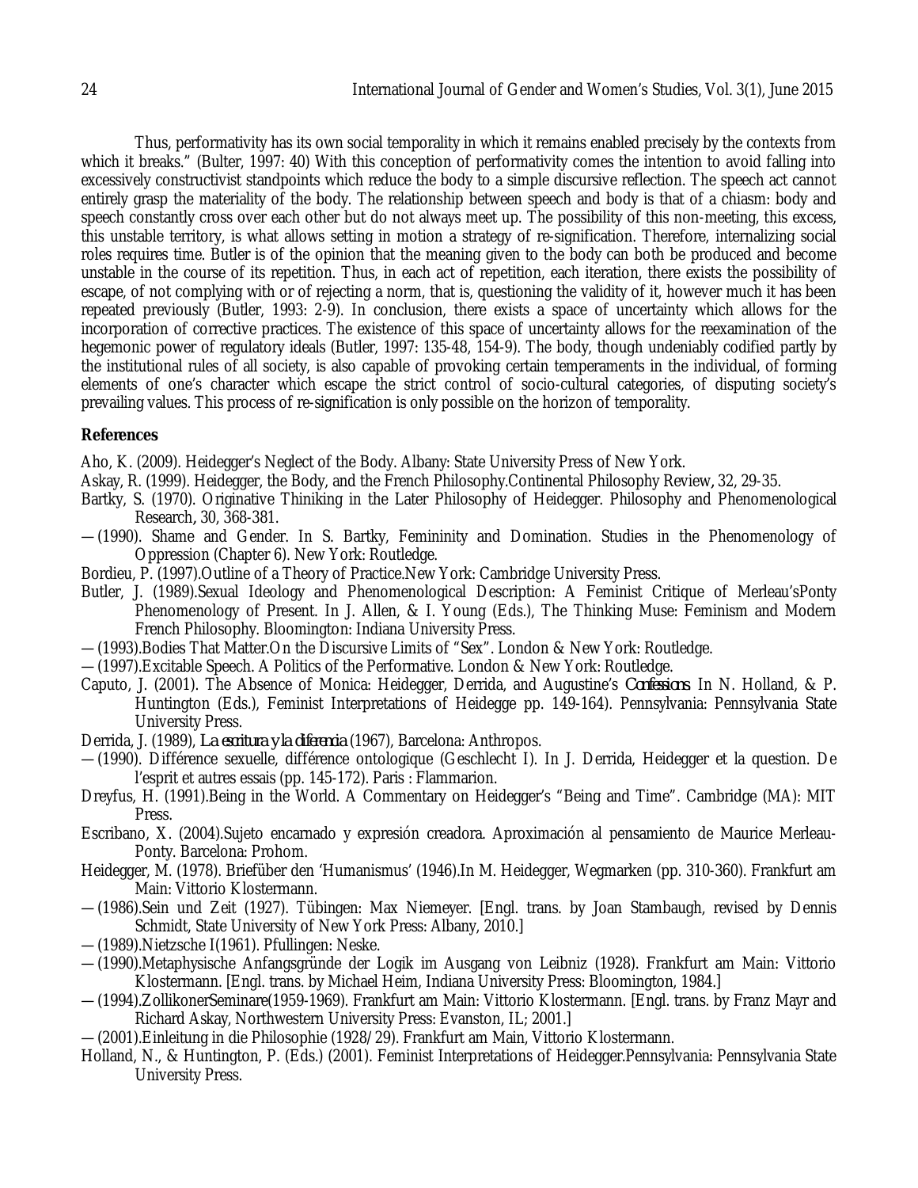Thus, performativity has its own social temporality in which it remains enabled precisely by the contexts from which it breaks." (Bulter, 1997: 40) With this conception of performativity comes the intention to avoid falling into excessively constructivist standpoints which reduce the body to a simple discursive reflection. The speech act cannot entirely grasp the materiality of the body. The relationship between speech and body is that of a chiasm: body and speech constantly cross over each other but do not always meet up. The possibility of this non-meeting, this excess, this unstable territory, is what allows setting in motion a strategy of re-signification. Therefore, internalizing social roles requires time. Butler is of the opinion that the meaning given to the body can both be produced and become unstable in the course of its repetition. Thus, in each act of repetition, each iteration, there exists the possibility of escape, of not complying with or of rejecting a norm, that is, questioning the validity of it, however much it has been repeated previously (Butler, 1993: 2-9). In conclusion, there exists a space of uncertainty which allows for the incorporation of corrective practices. The existence of this space of uncertainty allows for the reexamination of the hegemonic power of regulatory ideals (Butler, 1997: 135-48, 154-9). The body, though undeniably codified partly by the institutional rules of all society, is also capable of provoking certain temperaments in the individual, of forming elements of one's character which escape the strict control of socio-cultural categories, of disputing society's prevailing values. This process of re-signification is only possible on the horizon of temporality.

## References

Aho, K. (2009). Heidegger's Neglect of the Body. Albany: State University Press of New York.

Askay, R. (1999). Heidegger, the Body, and the French Philosophy.Continental Philosophy Review, 32, 29-35.

Bartky, S. (1970). Originative Thiniking in the Later Philosophy of Heidegger. Philosophy and Phenomenological Research, 30, 368-381.

— (1990). Shame and Gender. In S. Bartky, Femininity and Domination. Studies in the Phenomenology of Oppression (Chapter 6). New York: Routledge.

Bordieu, P. (1997).Outline of a Theory of Practice.New York: Cambridge University Press.

Butler, J. (1989).Sexual Ideology and Phenomenological Description: A Feminist Critique of Merleau'sPonty Phenomenology of Present. In J. Allen, & I. Young (Eds.), The Thinking Muse: Feminism and Modern French Philosophy. Bloomington: Indiana University Press.

— (1993).Bodies That Matter.On the Discursive Limits of "Sex". London & New York: Routledge.

— (1997).Excitable Speech. A Politics of the Performative. London & New York: Routledge.

Caputo, J. (2001). The Absence of Monica: Heidegger, Derrida, and Augustine's *Confessions*. In N. Holland, & P. Huntington (Eds.), Feminist Interpretations of Heidegge pp. 149-164). Pennsylvania: Pennsylvania State University Press.

Derrida, J. (1989), *La escritura y la diferencia* (1967), Barcelona: Anthropos.

— (1990). Différence sexuelle, différence ontologique (Geschlecht I). In J. Derrida, Heidegger et la question. De l'esprit et autres essais (pp. 145-172). Paris : Flammarion.

Dreyfus, H. (1991).Being in the World. A Commentary on Heidegger's "Being and Time". Cambridge (MA): MIT Press.

Escribano, X. (2004).Sujeto encarnado y expresión creadora. Aproximación al pensamiento de Maurice Merleau-Ponty. Barcelona: Prohom.

Heidegger, M. (1978). Briefüber den 'Humanismus' (1946).In M. Heidegger, Wegmarken (pp. 310-360). Frankfurt am Main: Vittorio Klostermann.

— (1986).Sein und Zeit (1927). Tübingen: Max Niemeyer. [Engl. trans. by Joan Stambaugh, revised by Dennis Schmidt, State University of New York Press: Albany, 2010.]

— (1989).Nietzsche I(1961). Pfullingen: Neske.

— (1990).Metaphysische Anfangsgründe der Logik im Ausgang von Leibniz (1928). Frankfurt am Main: Vittorio Klostermann. [Engl. trans. by Michael Heim, Indiana University Press: Bloomington, 1984.]

— (1994).ZollikonerSeminare(1959-1969). Frankfurt am Main: Vittorio Klostermann. [Engl. trans. by Franz Mayr and Richard Askay, Northwestern University Press: Evanston, IL; 2001.]

— (2001).Einleitung in die Philosophie (1928/29). Frankfurt am Main, Vittorio Klostermann.

Holland, N., & Huntington, P. (Eds.) (2001). Feminist Interpretations of Heidegger.Pennsylvania: Pennsylvania State University Press.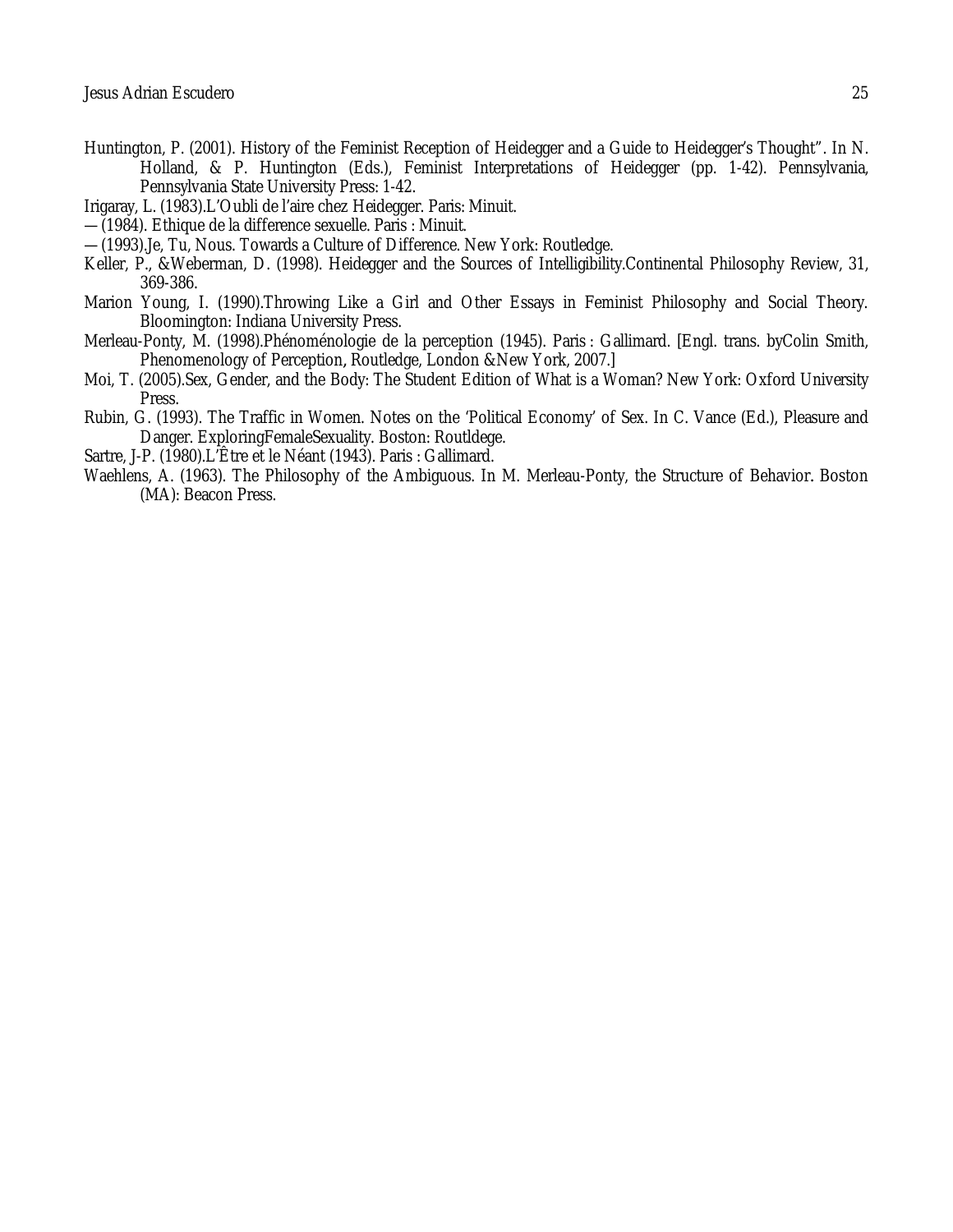Huntington, P. (2001). History of the Feminist Reception of Heidegger and a Guide to Heidegger's Thought". In N. Holland, & P. Huntington (Eds.), Feminist Interpretations of Heidegger (pp. 1-42). Pennsylvania, Pennsylvania State University Press: 1-42.

Irigaray, L. (1983).L'Oubli de l'aire chez Heidegger. Paris: Minuit.

— (1984). Ethique de la difference sexuelle. Paris : Minuit.

— (1993).Je, Tu, Nous. Towards a Culture of Difference. New York: Routledge.

Keller, P., &Weberman, D. (1998). Heidegger and the Sources of Intelligibility.Continental Philosophy Review, 31, 369-386.

Marion Young, I. (1990).Throwing Like a Girl and Other Essays in Feminist Philosophy and Social Theory. Bloomington: Indiana University Press.

Merleau-Ponty, M. (1998).Phénoménologie de la perception (1945). Paris : Gallimard. [Engl. trans. byColin Smith, Phenomenology of Perception, Routledge, London &New York, 2007.]

Moi, T. (2005).Sex, Gender, and the Body: The Student Edition of What is a Woman? New York: Oxford University Press.

Rubin, G. (1993). The Traffic in Women. Notes on the 'Political Economy' of Sex. In C. Vance (Ed.), Pleasure and Danger. ExploringFemaleSexuality. Boston: Routldege.

Sartre, J-P. (1980).L'Être et le Néant (1943). Paris : Gallimard.

Waehlens, A. (1963). The Philosophy of the Ambiguous. In M. Merleau-Ponty, the Structure of Behavior. Boston (MA): Beacon Press.